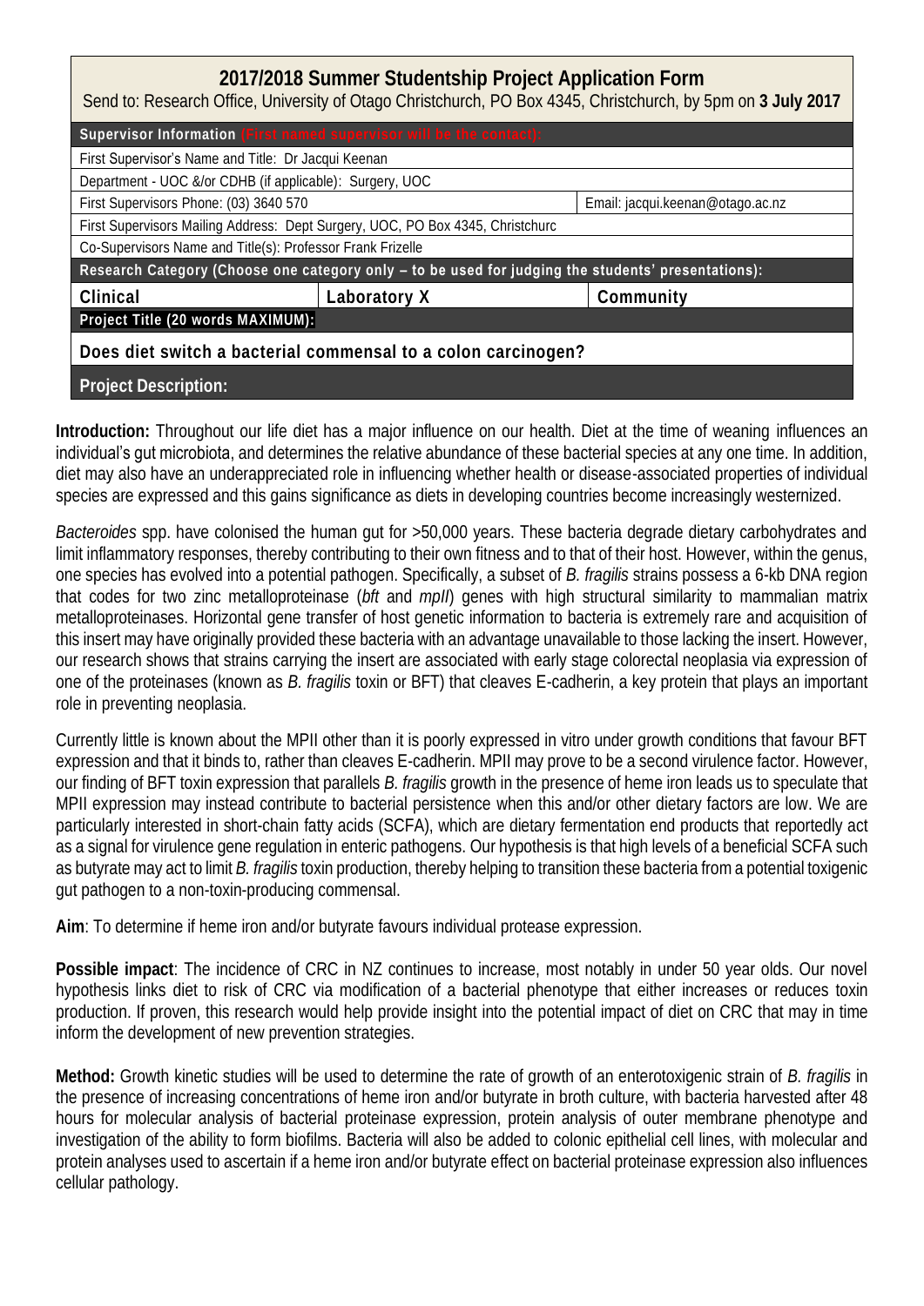# 2017/2018 Summer Studentship Project Application Form

Send to: Research Office, University of Otago Christchurch, PO Box 4345, Christchurch, by 5pm on **3 July 2017**

| **Supervisor Information** (First named supervisor will be the contact): | | |
|---|---|---|
| First Supervisor's Name and Title: Dr Jacqui Keenan | | |
| Department - UOC &/or CDHB (if applicable): Surgery, UOC | | |
| First Supervisors Phone: (03) 3640 570 | | Email: jacqui.keenan@otago.ac.nz |
| First Supervisors Mailing Address: Dept Surgery, UOC, PO Box 4345, Christchurc | | |
| Co-Supervisors Name and Title(s): Professor Frank Frizelle | | |
| **Research Category (Choose one category only – to be used for judging the students' presentations):** | | |
| **Clinical** | **Laboratory X** | **Community** |
| **Project Title (20 words MAXIMUM):** | | |
| **Does diet switch a bacterial commensal to a colon carcinogen?** | | |
| **Project Description:** | | |

**Introduction:** Throughout our life diet has a major influence on our health. Diet at the time of weaning influences an individual's gut microbiota, and determines the relative abundance of these bacterial species at any one time. In addition, diet may also have an underappreciated role in influencing whether health or disease-associated properties of individual species are expressed and this gains significance as diets in developing countries become increasingly westernized.

*Bacteroides* spp. have colonised the human gut for >50,000 years. These bacteria degrade dietary carbohydrates and limit inflammatory responses, thereby contributing to their own fitness and to that of their host. However, within the genus, one species has evolved into a potential pathogen. Specifically, a subset of *B. fragilis* strains possess a 6-kb DNA region that codes for two zinc metalloproteinase (*bft* and *mpII*) genes with high structural similarity to mammalian matrix metalloproteinases. Horizontal gene transfer of host genetic information to bacteria is extremely rare and acquisition of this insert may have originally provided these bacteria with an advantage unavailable to those lacking the insert. However, our research shows that strains carrying the insert are associated with early stage colorectal neoplasia via expression of one of the proteinases (known as *B. fragilis* toxin or BFT) that cleaves E-cadherin, a key protein that plays an important role in preventing neoplasia.

Currently little is known about the MPII other than it is poorly expressed in vitro under growth conditions that favour BFT expression and that it binds to, rather than cleaves E-cadherin. MPII may prove to be a second virulence factor. However, our finding of BFT toxin expression that parallels *B. fragilis* growth in the presence of heme iron leads us to speculate that MPII expression may instead contribute to bacterial persistence when this and/or other dietary factors are low. We are particularly interested in short-chain fatty acids (SCFA), which are dietary fermentation end products that reportedly act as a signal for virulence gene regulation in enteric pathogens. Our hypothesis is that high levels of a beneficial SCFA such as butyrate may act to limit *B. fragilis* toxin production, thereby helping to transition these bacteria from a potential toxigenic gut pathogen to a non-toxin-producing commensal.

**Aim**: To determine if heme iron and/or butyrate favours individual protease expression.

**Possible impact**: The incidence of CRC in NZ continues to increase, most notably in under 50 year olds. Our novel hypothesis links diet to risk of CRC via modification of a bacterial phenotype that either increases or reduces toxin production. If proven, this research would help provide insight into the potential impact of diet on CRC that may in time inform the development of new prevention strategies.

**Method:** Growth kinetic studies will be used to determine the rate of growth of an enterotoxigenic strain of *B. fragilis* in the presence of increasing concentrations of heme iron and/or butyrate in broth culture, with bacteria harvested after 48 hours for molecular analysis of bacterial proteinase expression, protein analysis of outer membrane phenotype and investigation of the ability to form biofilms. Bacteria will also be added to colonic epithelial cell lines, with molecular and protein analyses used to ascertain if a heme iron and/or butyrate effect on bacterial proteinase expression also influences cellular pathology.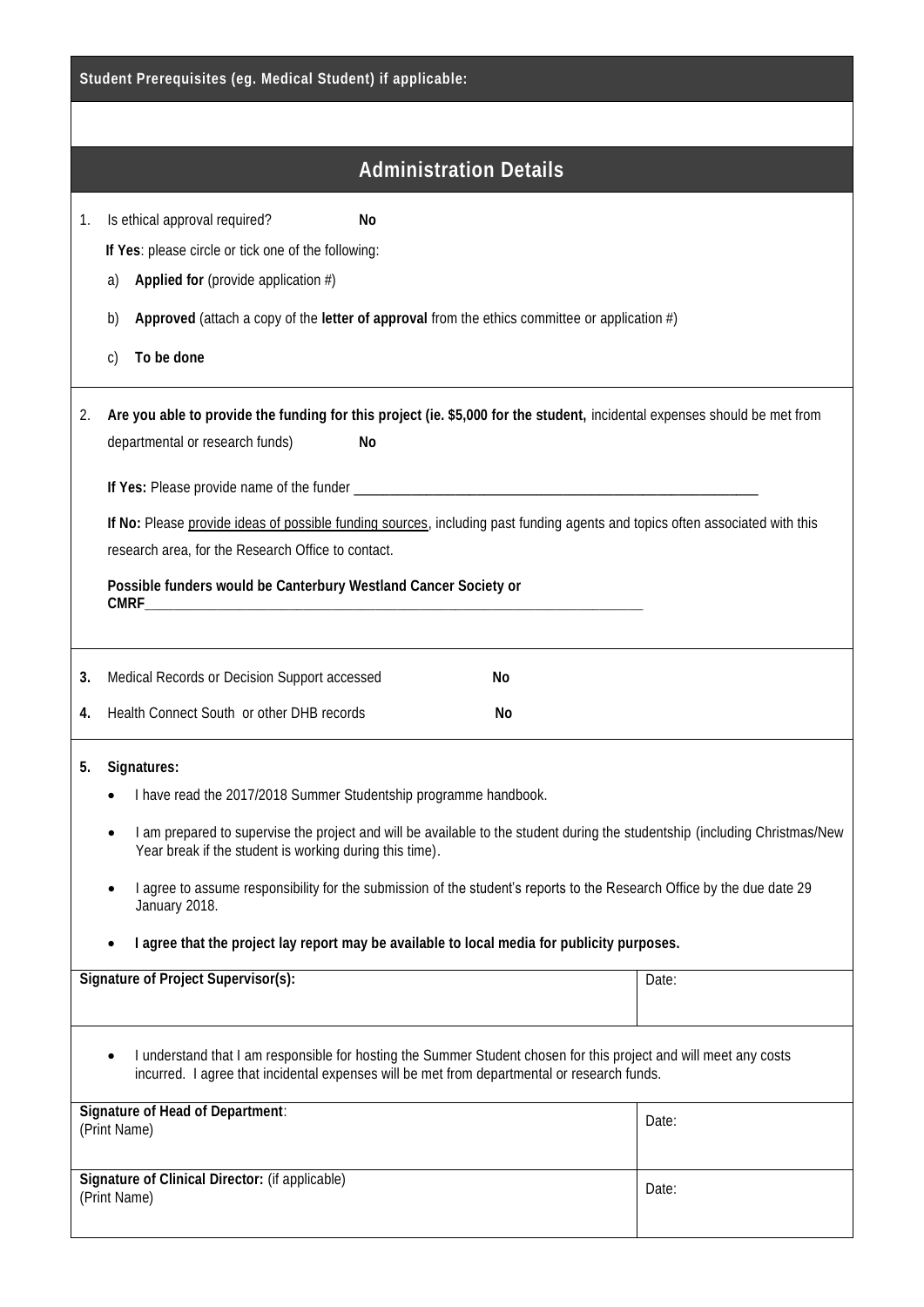**Student Prerequisites (eg. Medical Student) if applicable:**

## Administration Details

1. Is ethical approval required? **No**

   **If Yes**: please circle or tick one of the following:

   a) **Applied for** (provide application #)

   b) **Approved** (attach a copy of the **letter of approval** from the ethics committee or application #)

   c) **To be done**

2. **Are you able to provide the funding for this project (ie. $5,000 for the student,** incidental expenses should be met from departmental or research funds) **No**

   **If Yes:** Please provide name of the funder ____________________________________________________________

   **If No:** Please provide ideas of possible funding sources, including past funding agents and topics often associated with this research area, for the Research Office to contact.

   **Possible funders would be Canterbury Westland Cancer Society or CMRF**___________________________________________________________________________

3. Medical Records or Decision Support accessed **No**

4. Health Connect South or other DHB records **No**

5. **Signatures:**

   - I have read the 2017/2018 Summer Studentship programme handbook.
   - I am prepared to supervise the project and will be available to the student during the studentship (including Christmas/New Year break if the student is working during this time).
   - I agree to assume responsibility for the submission of the student's reports to the Research Office by the due date 29 January 2018.
   - **I agree that the project lay report may be available to local media for publicity purposes.**

| | |
|---|---|
| **Signature of Project Supervisor(s):** | Date: |

- I understand that I am responsible for hosting the Summer Student chosen for this project and will meet any costs incurred. I agree that incidental expenses will be met from departmental or research funds.

| | |
|---|---|
| **Signature of Head of Department**: (Print Name) | Date: |
| **Signature of Clinical Director:** (if applicable) (Print Name) | Date: |